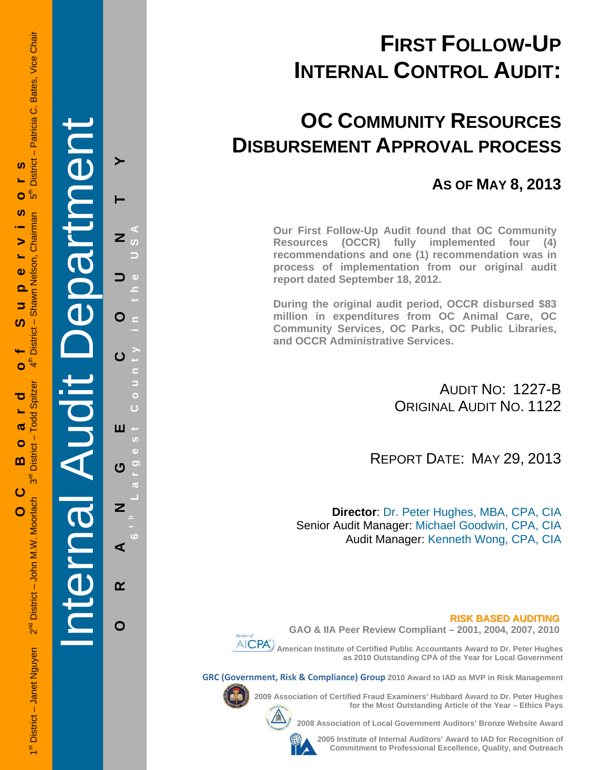OC Board of Supervisors

1st District – Janet Nguyen 2nd District – John M.W. Moorlach 3rd District – Todd Spitzer 4th District – Shawn Nelson, Chairman 5th District – Patricia C. Bates, Vice Chair

Internal Audit Department

ORANGE COUNTY

6th Largest County in the USA

# FIRST FOLLOW-UP INTERNAL CONTROL AUDIT:

# OC COMMUNITY RESOURCES DISBURSEMENT APPROVAL PROCESS

## AS OF MAY 8, 2013

**Our First Follow-Up Audit found that OC Community Resources (OCCR) fully implemented four (4) recommendations and one (1) recommendation was in process of implementation from our original audit report dated September 18, 2012.**

**During the original audit period, OCCR disbursed $83 million in expenditures from OC Animal Care, OC Community Services, OC Parks, OC Public Libraries, and OCCR Administrative Services.**

AUDIT NO: 1227-B
ORIGINAL AUDIT NO. 1122

REPORT DATE: MAY 29, 2013

**Director**: Dr. Peter Hughes, MBA, CPA, CIA
Senior Audit Manager: Michael Goodwin, CPA, CIA
Audit Manager: Kenneth Wong, CPA, CIA

**RISK BASED AUDITING**

**GAO & IIA Peer Review Compliant – 2001, 2004, 2007, 2010**

**American Institute of Certified Public Accountants Award to Dr. Peter Hughes as 2010 Outstanding CPA of the Year for Local Government**

**GRC (Government, Risk & Compliance) Group 2010 Award to IAD as MVP in Risk Management**

**2009 Association of Certified Fraud Examiners' Hubbard Award to Dr. Peter Hughes for the Most Outstanding Article of the Year – Ethics Pays**

**2008 Association of Local Government Auditors' Bronze Website Award**

**2005 Institute of Internal Auditors' Award to IAD for Recognition of Commitment to Professional Excellence, Quality, and Outreach**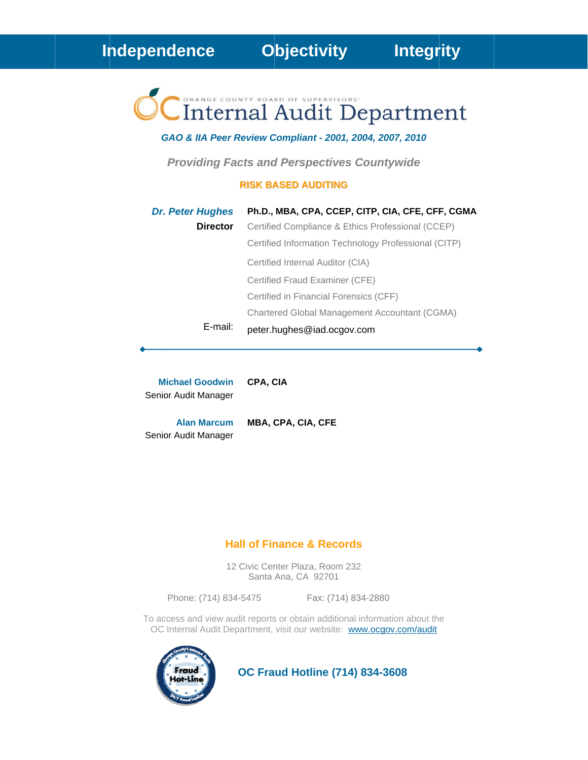**Independence Objectivity Integrity**

# ORANGE COUNTY BOARD OF SUPERVISORS' Internal Audit Department

***GAO & IIA Peer Review Compliant - 2001, 2004, 2007, 2010***

***Providing Facts and Perspectives Countywide***

**RISK BASED AUDITING**

***Dr. Peter Hughes*** **Ph.D., MBA, CPA, CCEP, CITP, CIA, CFE, CFF, CGMA**

**Director**

Certified Compliance & Ethics Professional (CCEP)

Certified Information Technology Professional (CITP)

Certified Internal Auditor (CIA)

Certified Fraud Examiner (CFE)

Certified in Financial Forensics (CFF)

Chartered Global Management Accountant (CGMA)

E-mail: peter.hughes@iad.ocgov.com

---

**Michael Goodwin** **CPA, CIA**

Senior Audit Manager

**Alan Marcum** **MBA, CPA, CIA, CFE**

Senior Audit Manager

**Hall of Finance & Records**

12 Civic Center Plaza, Room 232
Santa Ana, CA 92701

Phone: (714) 834-5475 Fax: (714) 834-2880

To access and view audit reports or obtain additional information about the OC Internal Audit Department, visit our website: www.ocgov.com/audit

Orange County's Internal Audit Fraud Hot-Line 24/7 Fraud Hotline

**OC Fraud Hotline (714) 834-3608**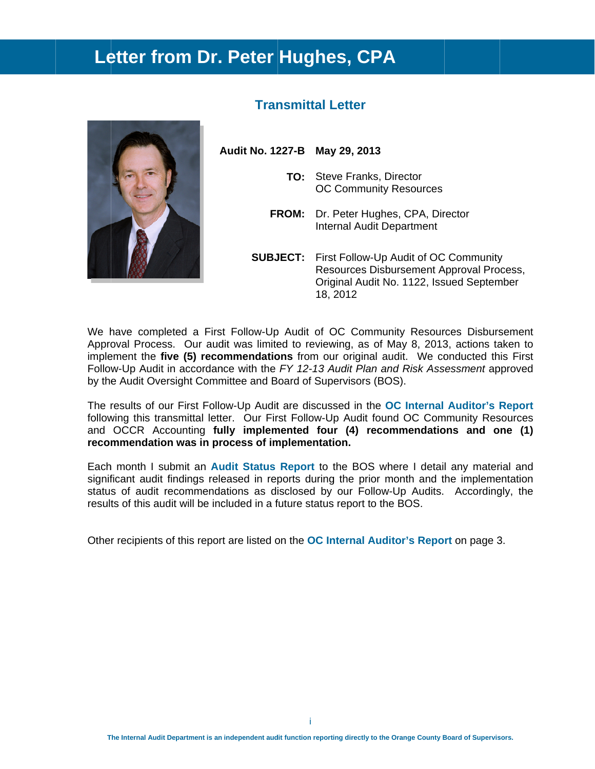# Letter from Dr. Peter Hughes, CPA

## Transmittal Letter

**Audit No. 1227-B** **May 29, 2013**

**TO:** Steve Franks, Director
OC Community Resources

**FROM:** Dr. Peter Hughes, CPA, Director
Internal Audit Department

**SUBJECT:** First Follow-Up Audit of OC Community Resources Disbursement Approval Process, Original Audit No. 1122, Issued September 18, 2012

We have completed a First Follow-Up Audit of OC Community Resources Disbursement Approval Process. Our audit was limited to reviewing, as of May 8, 2013, actions taken to implement the **five (5) recommendations** from our original audit. We conducted this First Follow-Up Audit in accordance with the *FY 12-13 Audit Plan and Risk Assessment* approved by the Audit Oversight Committee and Board of Supervisors (BOS).

The results of our First Follow-Up Audit are discussed in the **OC Internal Auditor's Report** following this transmittal letter. Our First Follow-Up Audit found OC Community Resources and OCCR Accounting **fully implemented four (4) recommendations and one (1) recommendation was in process of implementation.**

Each month I submit an **Audit Status Report** to the BOS where I detail any material and significant audit findings released in reports during the prior month and the implementation status of audit recommendations as disclosed by our Follow-Up Audits. Accordingly, the results of this audit will be included in a future status report to the BOS.

Other recipients of this report are listed on the **OC Internal Auditor's Report** on page 3.

The Internal Audit Department is an independent audit function reporting directly to the Orange County Board of Supervisors.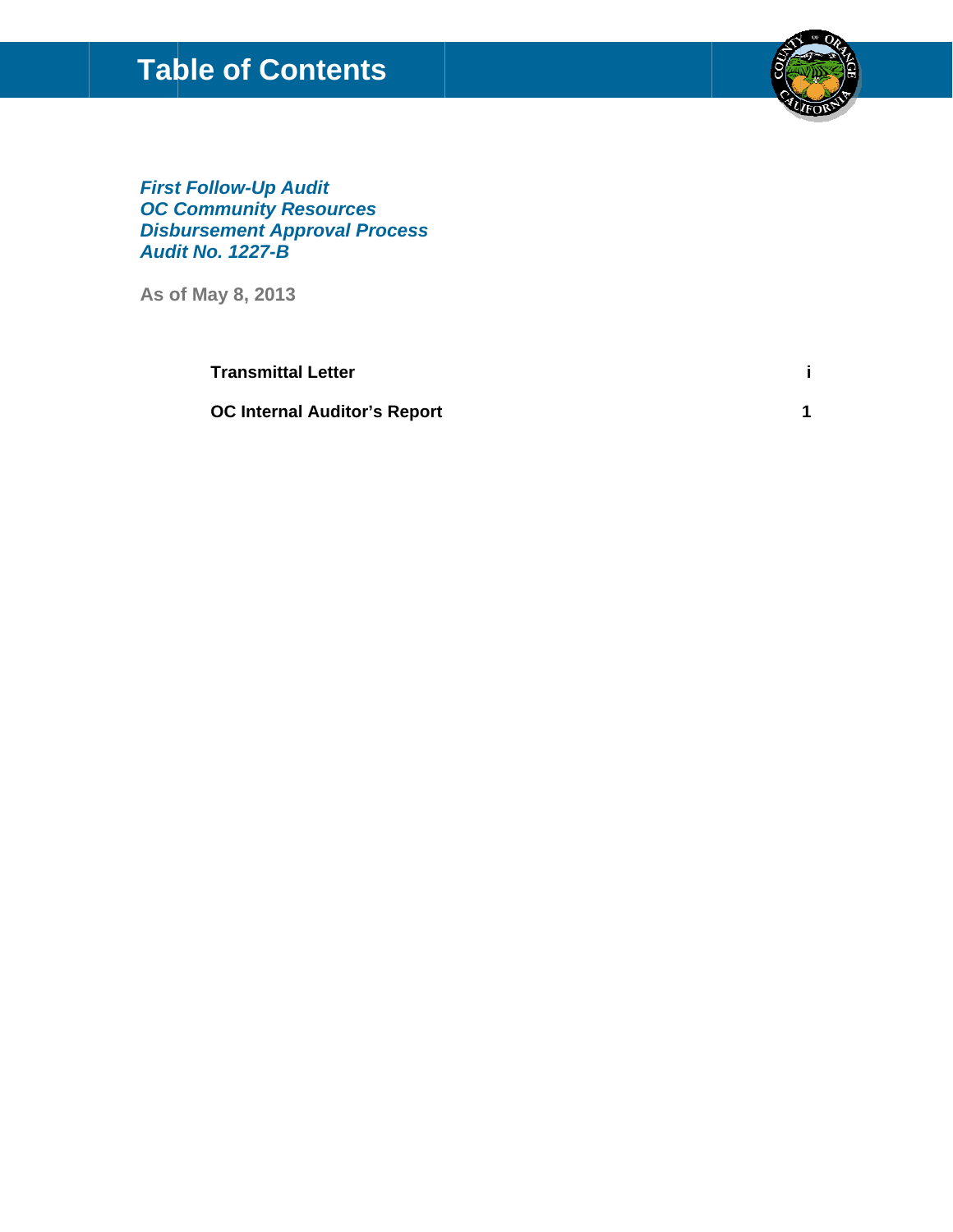# Table of Contents

***First Follow-Up Audit***
***OC Community Resources***
***Disbursement Approval Process***
***Audit No. 1227-B***

**As of May 8, 2013**

| | |
|---|---|
| **Transmittal Letter** | **i** |
| **OC Internal Auditor's Report** | **1** |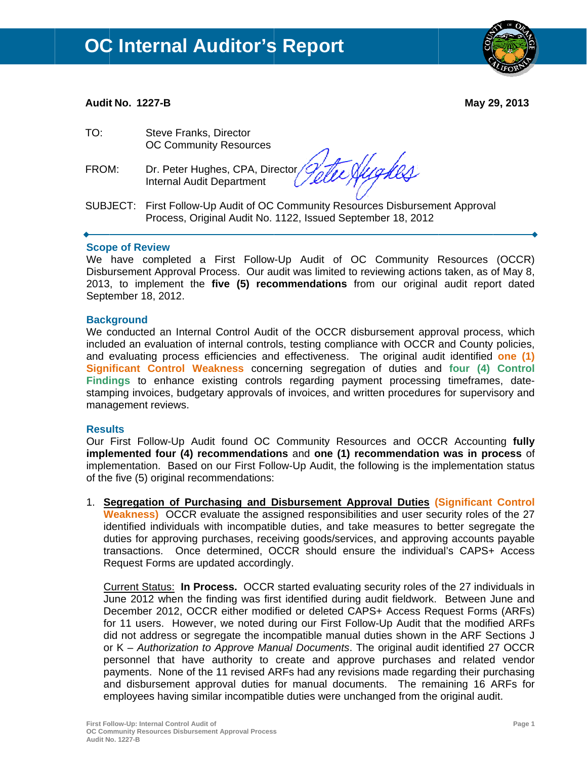# OC Internal Auditor's Report

**Audit No. 1227-B** **May 29, 2013**

TO: Steve Franks, Director
OC Community Resources

FROM: Dr. Peter Hughes, CPA, Director
Internal Audit Department

SUBJECT: First Follow-Up Audit of OC Community Resources Disbursement Approval Process, Original Audit No. 1122, Issued September 18, 2012

---

### Scope of Review

We have completed a First Follow-Up Audit of OC Community Resources (OCCR) Disbursement Approval Process. Our audit was limited to reviewing actions taken, as of May 8, 2013, to implement the **five (5) recommendations** from our original audit report dated September 18, 2012.

### Background

We conducted an Internal Control Audit of the OCCR disbursement approval process, which included an evaluation of internal controls, testing compliance with OCCR and County policies, and evaluating process efficiencies and effectiveness. The original audit identified **one (1) Significant Control Weakness** concerning segregation of duties and **four (4) Control Findings** to enhance existing controls regarding payment processing timeframes, date-stamping invoices, budgetary approvals of invoices, and written procedures for supervisory and management reviews.

### Results

Our First Follow-Up Audit found OC Community Resources and OCCR Accounting **fully implemented four (4) recommendations** and **one (1) recommendation was in process** of implementation. Based on our First Follow-Up Audit, the following is the implementation status of the five (5) original recommendations:

1. **Segregation of Purchasing and Disbursement Approval Duties** **(Significant Control Weakness)** OCCR evaluate the assigned responsibilities and user security roles of the 27 identified individuals with incompatible duties, and take measures to better segregate the duties for approving purchases, receiving goods/services, and approving accounts payable transactions. Once determined, OCCR should ensure the individual's CAPS+ Access Request Forms are updated accordingly.

   Current Status: **In Process.** OCCR started evaluating security roles of the 27 individuals in June 2012 when the finding was first identified during audit fieldwork. Between June and December 2012, OCCR either modified or deleted CAPS+ Access Request Forms (ARFs) for 11 users. However, we noted during our First Follow-Up Audit that the modified ARFs did not address or segregate the incompatible manual duties shown in the ARF Sections J or K – *Authorization to Approve Manual Documents*. The original audit identified 27 OCCR personnel that have authority to create and approve purchases and related vendor payments. None of the 11 revised ARFs had any revisions made regarding their purchasing and disbursement approval duties for manual documents. The remaining 16 ARFs for employees having similar incompatible duties were unchanged from the original audit.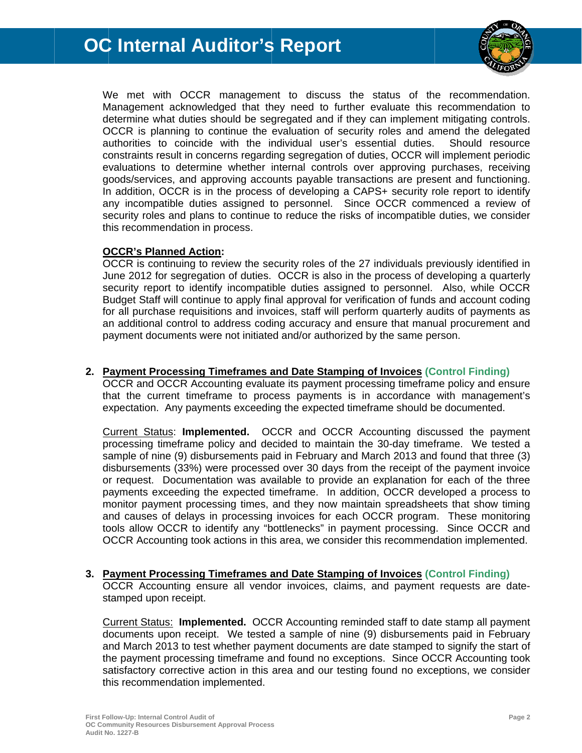We met with OCCR management to discuss the status of the recommendation. Management acknowledged that they need to further evaluate this recommendation to determine what duties should be segregated and if they can implement mitigating controls. OCCR is planning to continue the evaluation of security roles and amend the delegated authorities to coincide with the individual user's essential duties. Should resource constraints result in concerns regarding segregation of duties, OCCR will implement periodic evaluations to determine whether internal controls over approving purchases, receiving goods/services, and approving accounts payable transactions are present and functioning. In addition, OCCR is in the process of developing a CAPS+ security role report to identify any incompatible duties assigned to personnel. Since OCCR commenced a review of security roles and plans to continue to reduce the risks of incompatible duties, we consider this recommendation in process.

**OCCR's Planned Action:**
OCCR is continuing to review the security roles of the 27 individuals previously identified in June 2012 for segregation of duties. OCCR is also in the process of developing a quarterly security report to identify incompatible duties assigned to personnel. Also, while OCCR Budget Staff will continue to apply final approval for verification of funds and account coding for all purchase requisitions and invoices, staff will perform quarterly audits of payments as an additional control to address coding accuracy and ensure that manual procurement and payment documents were not initiated and/or authorized by the same person.

2. **Payment Processing Timeframes and Date Stamping of Invoices (Control Finding)**
OCCR and OCCR Accounting evaluate its payment processing timeframe policy and ensure that the current timeframe to process payments is in accordance with management's expectation. Any payments exceeding the expected timeframe should be documented.

Current Status: **Implemented.** OCCR and OCCR Accounting discussed the payment processing timeframe policy and decided to maintain the 30-day timeframe. We tested a sample of nine (9) disbursements paid in February and March 2013 and found that three (3) disbursements (33%) were processed over 30 days from the receipt of the payment invoice or request. Documentation was available to provide an explanation for each of the three payments exceeding the expected timeframe. In addition, OCCR developed a process to monitor payment processing times, and they now maintain spreadsheets that show timing and causes of delays in processing invoices for each OCCR program. These monitoring tools allow OCCR to identify any "bottlenecks" in payment processing. Since OCCR and OCCR Accounting took actions in this area, we consider this recommendation implemented.

3. **Payment Processing Timeframes and Date Stamping of Invoices (Control Finding)**
OCCR Accounting ensure all vendor invoices, claims, and payment requests are date-stamped upon receipt.

Current Status: **Implemented.** OCCR Accounting reminded staff to date stamp all payment documents upon receipt. We tested a sample of nine (9) disbursements paid in February and March 2013 to test whether payment documents are date stamped to signify the start of the payment processing timeframe and found no exceptions. Since OCCR Accounting took satisfactory corrective action in this area and our testing found no exceptions, we consider this recommendation implemented.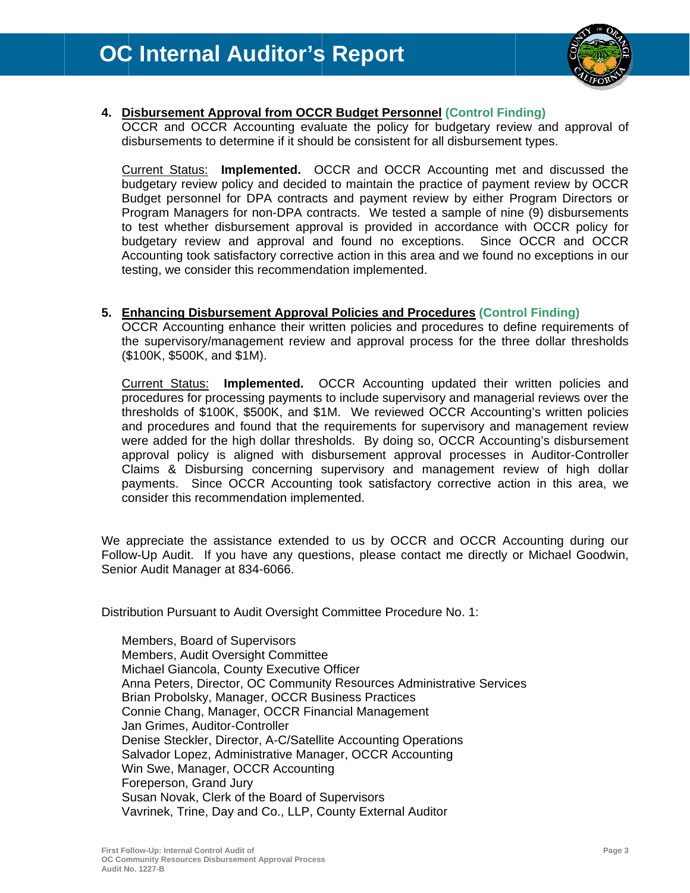4. **Disbursement Approval from OCCR Budget Personnel (Control Finding)**
   OCCR and OCCR Accounting evaluate the policy for budgetary review and approval of disbursements to determine if it should be consistent for all disbursement types.

   Current Status: **Implemented.** OCCR and OCCR Accounting met and discussed the budgetary review policy and decided to maintain the practice of payment review by OCCR Budget personnel for DPA contracts and payment review by either Program Directors or Program Managers for non-DPA contracts. We tested a sample of nine (9) disbursements to test whether disbursement approval is provided in accordance with OCCR policy for budgetary review and approval and found no exceptions. Since OCCR and OCCR Accounting took satisfactory corrective action in this area and we found no exceptions in our testing, we consider this recommendation implemented.

5. **Enhancing Disbursement Approval Policies and Procedures (Control Finding)**
   OCCR Accounting enhance their written policies and procedures to define requirements of the supervisory/management review and approval process for the three dollar thresholds ($100K, $500K, and $1M).

   Current Status: **Implemented.** OCCR Accounting updated their written policies and procedures for processing payments to include supervisory and managerial reviews over the thresholds of $100K, $500K, and $1M. We reviewed OCCR Accounting's written policies and procedures and found that the requirements for supervisory and management review were added for the high dollar thresholds. By doing so, OCCR Accounting's disbursement approval policy is aligned with disbursement approval processes in Auditor-Controller Claims & Disbursing concerning supervisory and management review of high dollar payments. Since OCCR Accounting took satisfactory corrective action in this area, we consider this recommendation implemented.

We appreciate the assistance extended to us by OCCR and OCCR Accounting during our Follow-Up Audit. If you have any questions, please contact me directly or Michael Goodwin, Senior Audit Manager at 834-6066.

Distribution Pursuant to Audit Oversight Committee Procedure No. 1:

Members, Board of Supervisors
Members, Audit Oversight Committee
Michael Giancola, County Executive Officer
Anna Peters, Director, OC Community Resources Administrative Services
Brian Probolsky, Manager, OCCR Business Practices
Connie Chang, Manager, OCCR Financial Management
Jan Grimes, Auditor-Controller
Denise Steckler, Director, A-C/Satellite Accounting Operations
Salvador Lopez, Administrative Manager, OCCR Accounting
Win Swe, Manager, OCCR Accounting
Foreperson, Grand Jury
Susan Novak, Clerk of the Board of Supervisors
Vavrinek, Trine, Day and Co., LLP, County External Auditor